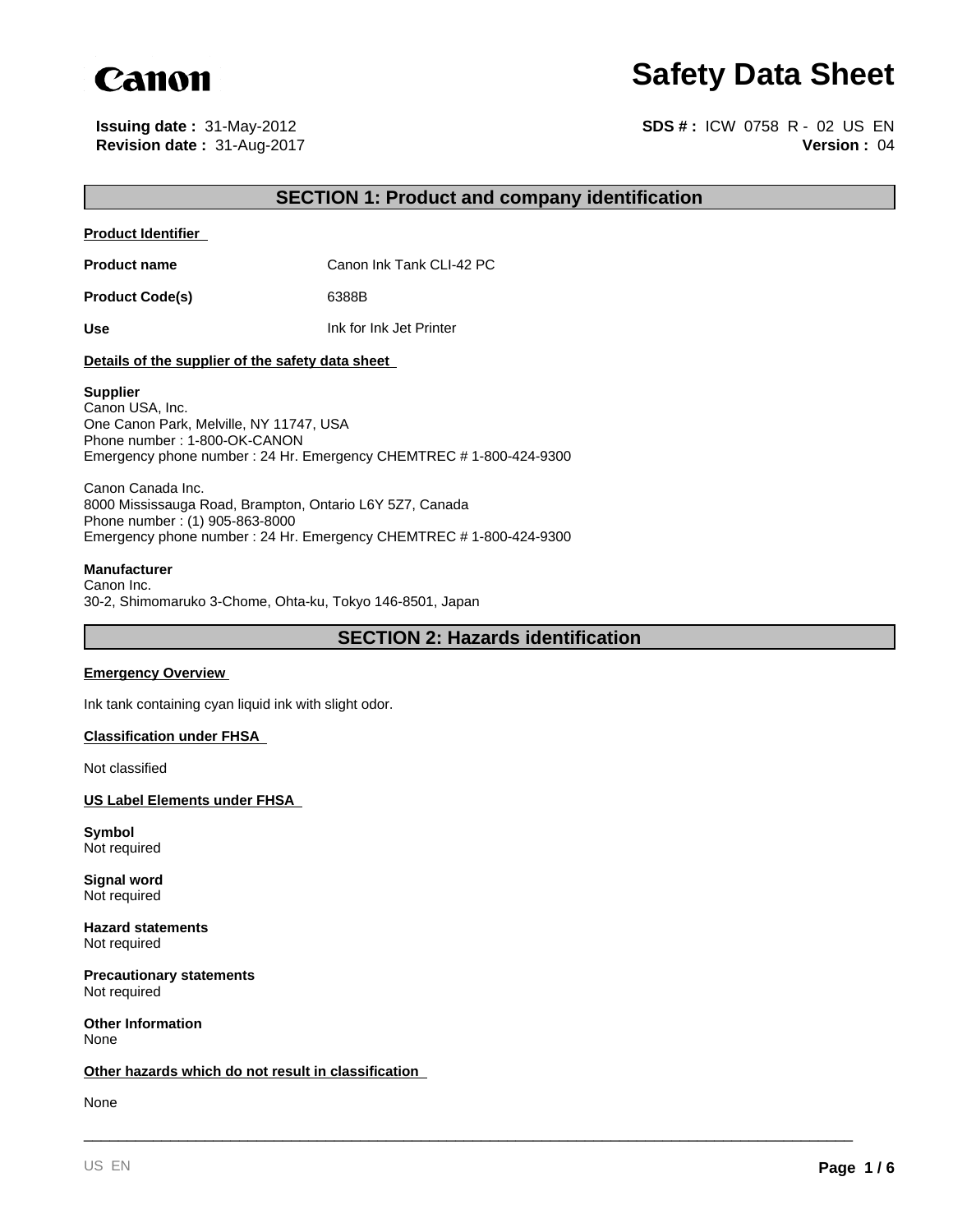Canon

# Safety Data Sheet

**Issuing date :** 31-May-2012
**Revision date :** 31-Aug-2017

**SDS # :** ICW 0758 R - 02 US EN
**Version :** 04

## SECTION 1: Product and company identification

**Product Identifier**

| | |
|---|---|
| **Product name** | Canon Ink Tank CLI-42 PC |
| **Product Code(s)** | 6388B |
| **Use** | Ink for Ink Jet Printer |

**Details of the supplier of the safety data sheet**

**Supplier**
Canon USA, Inc.
One Canon Park, Melville, NY 11747, USA
Phone number : 1-800-OK-CANON
Emergency phone number : 24 Hr. Emergency CHEMTREC # 1-800-424-9300

Canon Canada Inc.
8000 Mississauga Road, Brampton, Ontario L6Y 5Z7, Canada
Phone number : (1) 905-863-8000
Emergency phone number : 24 Hr. Emergency CHEMTREC # 1-800-424-9300

**Manufacturer**
Canon Inc.
30-2, Shimomaruko 3-Chome, Ohta-ku, Tokyo 146-8501, Japan

## SECTION 2: Hazards identification

**Emergency Overview**

Ink tank containing cyan liquid ink with slight odor.

**Classification under FHSA**

Not classified

**US Label Elements under FHSA**

**Symbol**
Not required

**Signal word**
Not required

**Hazard statements**
Not required

**Precautionary statements**
Not required

**Other Information**
None

**Other hazards which do not result in classification**

None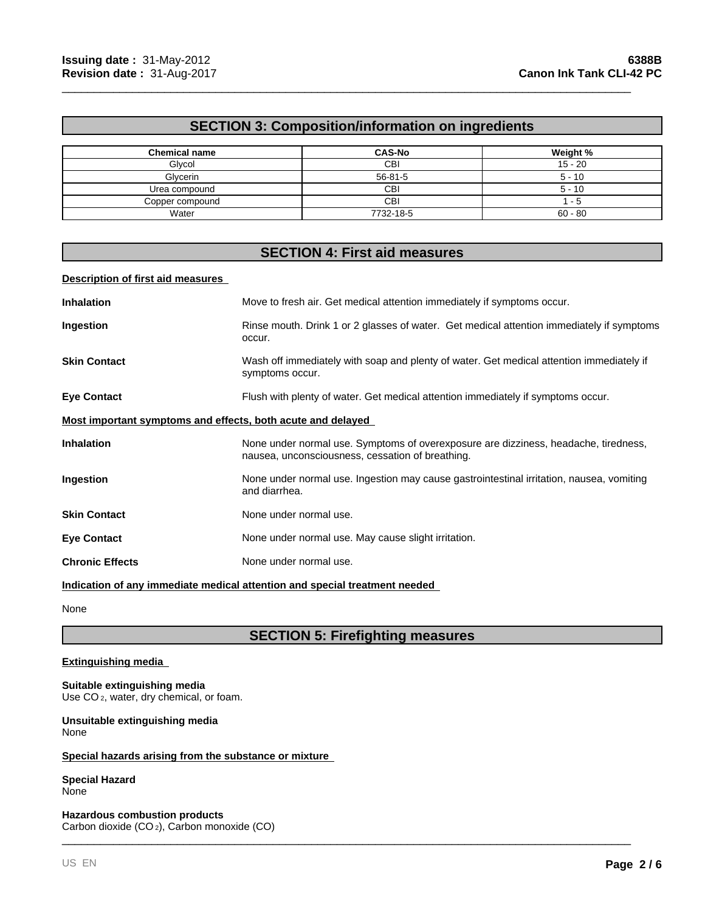## SECTION 3: Composition/information on ingredients

| Chemical name | CAS-No | Weight % |
|---|---|---|
| Glycol | CBI | 15 - 20 |
| Glycerin | 56-81-5 | 5 - 10 |
| Urea compound | CBI | 5 - 10 |
| Copper compound | CBI | 1 - 5 |
| Water | 7732-18-5 | 60 - 80 |

## SECTION 4: First aid measures

### Description of first aid measures

**Inhalation** Move to fresh air. Get medical attention immediately if symptoms occur.

**Ingestion** Rinse mouth. Drink 1 or 2 glasses of water. Get medical attention immediately if symptoms occur.

**Skin Contact** Wash off immediately with soap and plenty of water. Get medical attention immediately if symptoms occur.

**Eye Contact** Flush with plenty of water. Get medical attention immediately if symptoms occur.

### Most important symptoms and effects, both acute and delayed

**Inhalation** None under normal use. Symptoms of overexposure are dizziness, headache, tiredness, nausea, unconsciousness, cessation of breathing.

**Ingestion** None under normal use. Ingestion may cause gastrointestinal irritation, nausea, vomiting and diarrhea.

**Skin Contact** None under normal use.

**Eye Contact** None under normal use. May cause slight irritation.

**Chronic Effects** None under normal use.

### Indication of any immediate medical attention and special treatment needed

None

## SECTION 5: Firefighting measures

### Extinguishing media

**Suitable extinguishing media**
Use $CO_2$, water, dry chemical, or foam.

**Unsuitable extinguishing media**
None

### Special hazards arising from the substance or mixture

**Special Hazard**
None

**Hazardous combustion products**
Carbon dioxide ($CO_2$), Carbon monoxide (CO)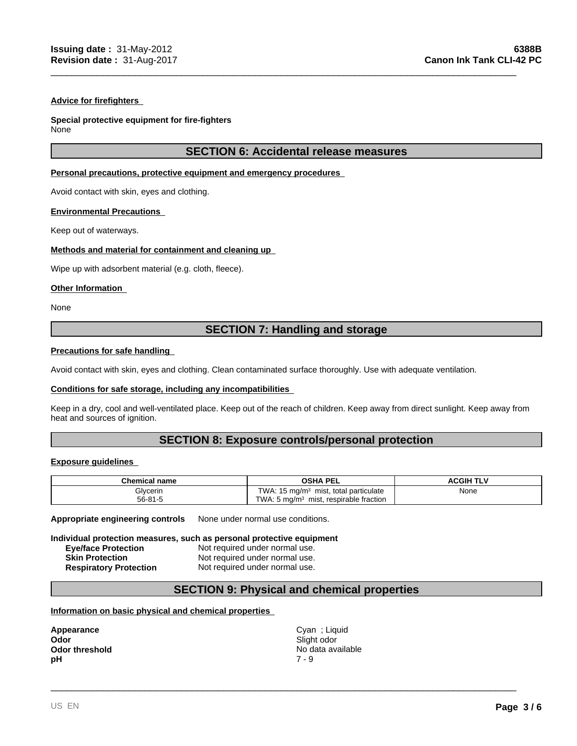### Advice for firefighters

**Special protective equipment for fire-fighters**
None

## SECTION 6: Accidental release measures

### Personal precautions, protective equipment and emergency procedures

Avoid contact with skin, eyes and clothing.

### Environmental Precautions

Keep out of waterways.

### Methods and material for containment and cleaning up

Wipe up with adsorbent material (e.g. cloth, fleece).

### Other Information

None

## SECTION 7: Handling and storage

### Precautions for safe handling

Avoid contact with skin, eyes and clothing. Clean contaminated surface thoroughly. Use with adequate ventilation.

### Conditions for safe storage, including any incompatibilities

Keep in a dry, cool and well-ventilated place. Keep out of the reach of children. Keep away from direct sunlight. Keep away from heat and sources of ignition.

## SECTION 8: Exposure controls/personal protection

### Exposure guidelines

| Chemical name | OSHA PEL | ACGIH TLV |
|---|---|---|
| Glycerin<br>56-81-5 | TWA: 15 mg/m³ mist, total particulate<br>TWA: 5 mg/m³ mist, respirable fraction | None |

**Appropriate engineering controls** None under normal use conditions.

**Individual protection measures, such as personal protective equipment**

**Eye/face Protection** Not required under normal use.
**Skin Protection** Not required under normal use.
**Respiratory Protection** Not required under normal use.

## SECTION 9: Physical and chemical properties

### Information on basic physical and chemical properties

**Appearance** Cyan ; Liquid
**Odor** Slight odor
**Odor threshold** No data available
**pH** 7 - 9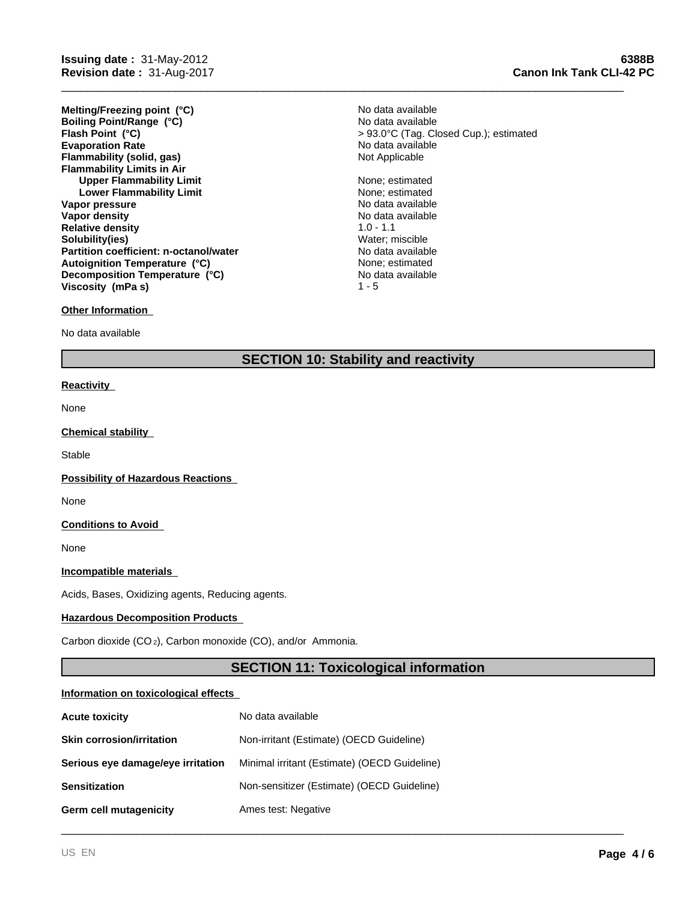| | |
|---|---|
| **Melting/Freezing point (°C)** | No data available |
| **Boiling Point/Range (°C)** | No data available |
| **Flash Point (°C)** | > 93.0°C (Tag. Closed Cup.); estimated |
| **Evaporation Rate** | No data available |
| **Flammability (solid, gas)** | Not Applicable |
| **Flammability Limits in Air** | |
| **Upper Flammability Limit** | None; estimated |
| **Lower Flammability Limit** | None; estimated |
| **Vapor pressure** | No data available |
| **Vapor density** | No data available |
| **Relative density** | 1.0 - 1.1 |
| **Solubility(ies)** | Water; miscible |
| **Partition coefficient: n-octanol/water** | No data available |
| **Autoignition Temperature (°C)** | None; estimated |
| **Decomposition Temperature (°C)** | No data available |
| **Viscosity (mPa s)** | 1 - 5 |

**Other Information**

No data available

## SECTION 10: Stability and reactivity

**Reactivity**

None

**Chemical stability**

Stable

**Possibility of Hazardous Reactions**

None

**Conditions to Avoid**

None

**Incompatible materials**

Acids, Bases, Oxidizing agents, Reducing agents.

**Hazardous Decomposition Products**

Carbon dioxide ($CO_2$), Carbon monoxide (CO), and/or Ammonia.

## SECTION 11: Toxicological information

**Information on toxicological effects**

| | |
|---|---|
| **Acute toxicity** | No data available |
| **Skin corrosion/irritation** | Non-irritant (Estimate) (OECD Guideline) |
| **Serious eye damage/eye irritation** | Minimal irritant (Estimate) (OECD Guideline) |
| **Sensitization** | Non-sensitizer (Estimate) (OECD Guideline) |
| **Germ cell mutagenicity** | Ames test: Negative |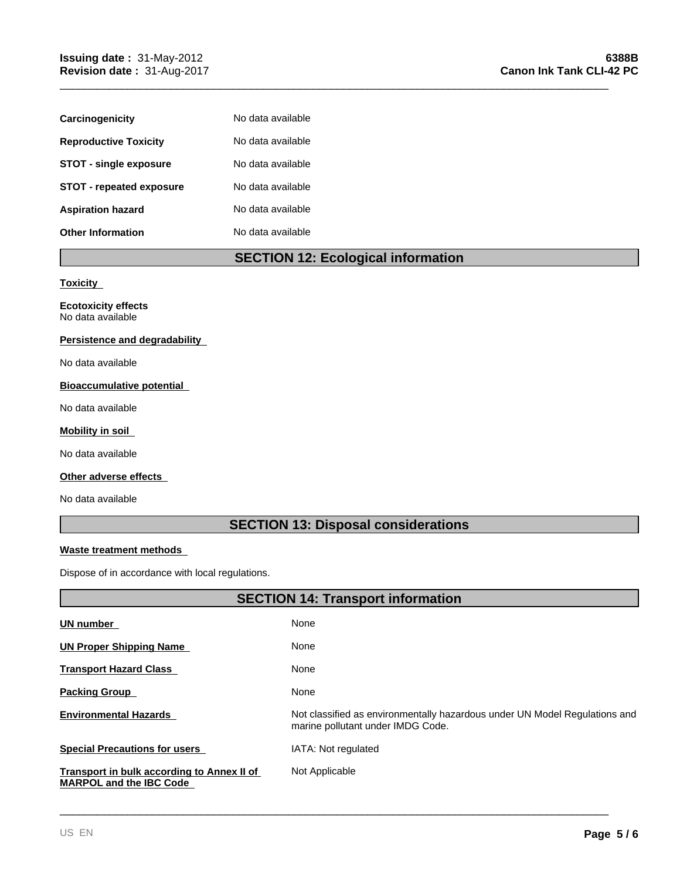| | |
|---|---|
| **Carcinogenicity** | No data available |
| **Reproductive Toxicity** | No data available |
| **STOT - single exposure** | No data available |
| **STOT - repeated exposure** | No data available |
| **Aspiration hazard** | No data available |
| **Other Information** | No data available |

## SECTION 12: Ecological information

**Toxicity**

**Ecotoxicity effects**
No data available

**Persistence and degradability**

No data available

**Bioaccumulative potential**

No data available

**Mobility in soil**

No data available

**Other adverse effects**

No data available

## SECTION 13: Disposal considerations

**Waste treatment methods**

Dispose of in accordance with local regulations.

## SECTION 14: Transport information

| | |
|---|---|
| **UN number** | None |
| **UN Proper Shipping Name** | None |
| **Transport Hazard Class** | None |
| **Packing Group** | None |
| **Environmental Hazards** | Not classified as environmentally hazardous under UN Model Regulations and marine pollutant under IMDG Code. |
| **Special Precautions for users** | IATA: Not regulated |
| **Transport in bulk according to Annex II of MARPOL and the IBC Code** | Not Applicable |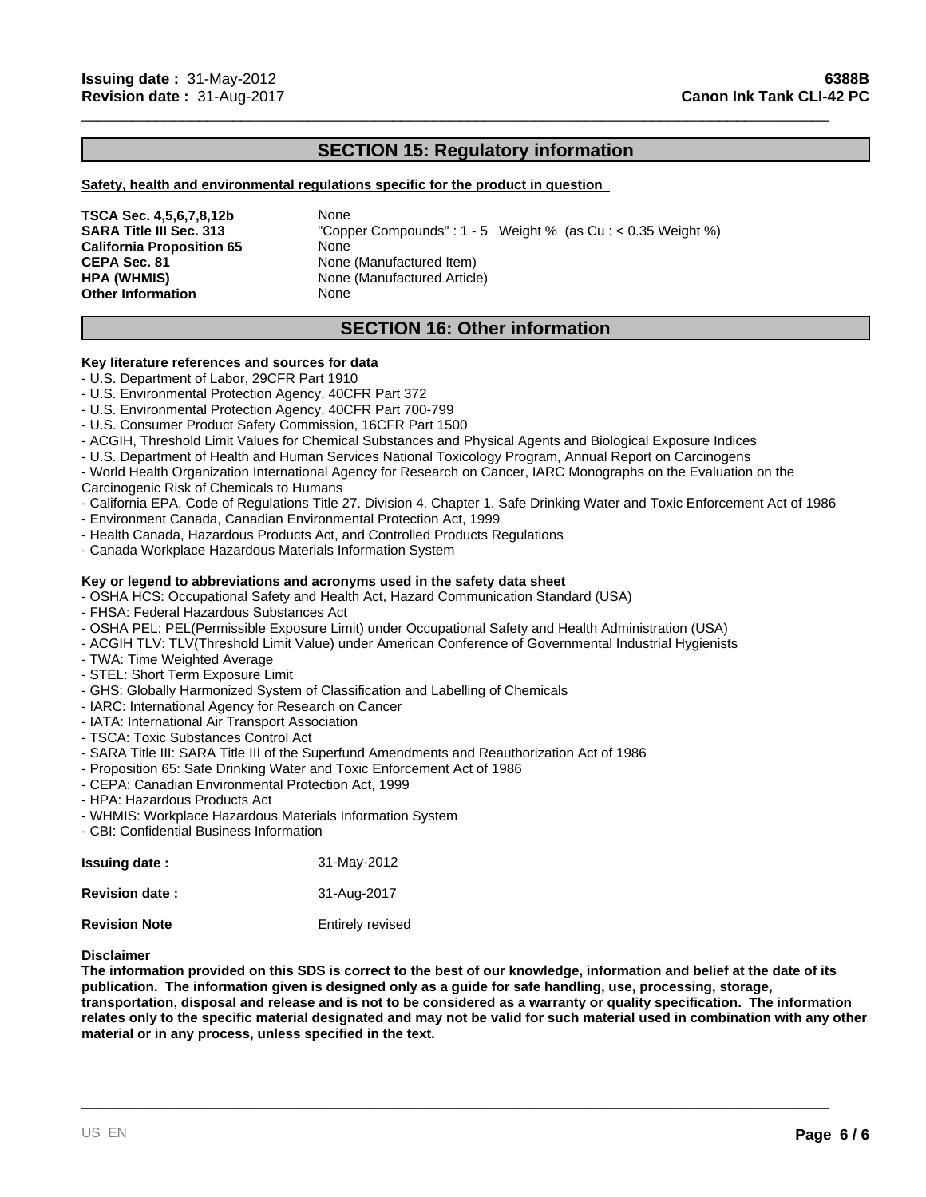## SECTION 15: Regulatory information

**Safety, health and environmental regulations specific for the product in question**

| | |
|---|---|
| **TSCA Sec. 4,5,6,7,8,12b** | None |
| **SARA Title III Sec. 313** | "Copper Compounds" : 1 - 5 Weight % (as Cu : < 0.35 Weight %) |
| **California Proposition 65** | None |
| **CEPA Sec. 81** | None (Manufactured Item) |
| **HPA (WHMIS)** | None (Manufactured Article) |
| **Other Information** | None |

## SECTION 16: Other information

**Key literature references and sources for data**

- U.S. Department of Labor, 29CFR Part 1910
- U.S. Environmental Protection Agency, 40CFR Part 372
- U.S. Environmental Protection Agency, 40CFR Part 700-799
- U.S. Consumer Product Safety Commission, 16CFR Part 1500
- ACGIH, Threshold Limit Values for Chemical Substances and Physical Agents and Biological Exposure Indices
- U.S. Department of Health and Human Services National Toxicology Program, Annual Report on Carcinogens
- World Health Organization International Agency for Research on Cancer, IARC Monographs on the Evaluation on the Carcinogenic Risk of Chemicals to Humans
- California EPA, Code of Regulations Title 27. Division 4. Chapter 1. Safe Drinking Water and Toxic Enforcement Act of 1986
- Environment Canada, Canadian Environmental Protection Act, 1999
- Health Canada, Hazardous Products Act, and Controlled Products Regulations
- Canada Workplace Hazardous Materials Information System

**Key or legend to abbreviations and acronyms used in the safety data sheet**

- OSHA HCS: Occupational Safety and Health Act, Hazard Communication Standard (USA)
- FHSA: Federal Hazardous Substances Act
- OSHA PEL: PEL(Permissible Exposure Limit) under Occupational Safety and Health Administration (USA)
- ACGIH TLV: TLV(Threshold Limit Value) under American Conference of Governmental Industrial Hygienists
- TWA: Time Weighted Average
- STEL: Short Term Exposure Limit
- GHS: Globally Harmonized System of Classification and Labelling of Chemicals
- IARC: International Agency for Research on Cancer
- IATA: International Air Transport Association
- TSCA: Toxic Substances Control Act
- SARA Title III: SARA Title III of the Superfund Amendments and Reauthorization Act of 1986
- Proposition 65: Safe Drinking Water and Toxic Enforcement Act of 1986
- CEPA: Canadian Environmental Protection Act, 1999
- HPA: Hazardous Products Act
- WHMIS: Workplace Hazardous Materials Information System
- CBI: Confidential Business Information

| | |
|---|---|
| **Issuing date :** | 31-May-2012 |
| **Revision date :** | 31-Aug-2017 |
| **Revision Note** | Entirely revised |

**Disclaimer**

**The information provided on this SDS is correct to the best of our knowledge, information and belief at the date of its publication. The information given is designed only as a guide for safe handling, use, processing, storage, transportation, disposal and release and is not to be considered as a warranty or quality specification. The information relates only to the specific material designated and may not be valid for such material used in combination with any other material or in any process, unless specified in the text.**